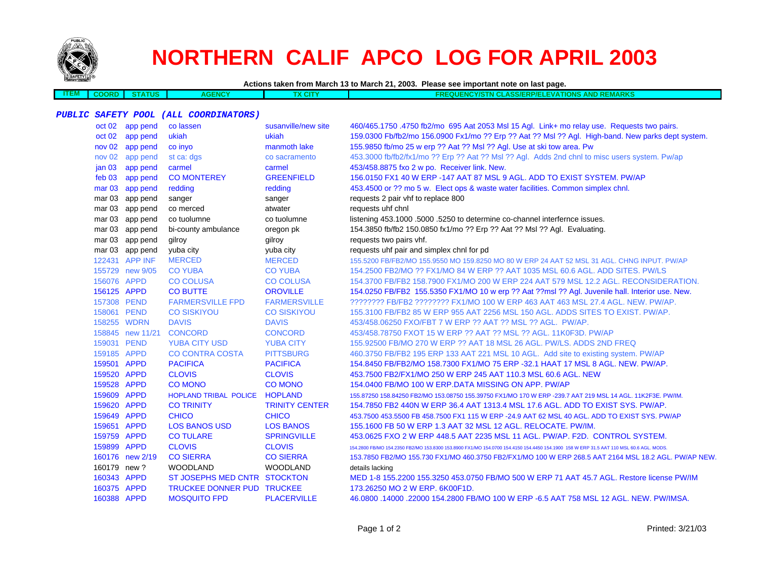# NORTHERN CALIF APCO LOG FOR APRIL 2003

**Actions taken from March 13 to March 21, 2003. Please see important note on last page.**

| ITEM | COORD | STATUS | AGENCY | TX CITY | FREQUENCY/STN CLASS/ERP/ELEVATIONS AND REMARKS |
|---|---|---|---|---|---|

***PUBLIC SAFETY POOL (ALL COORDINATORS)***

| ITEM | COORD | STATUS | AGENCY | TX CITY | FREQUENCY/STN CLASS/ERP/ELEVATIONS AND REMARKS |
|---|---|---|---|---|---|
| | oct 02 | app pend | co lassen | susanville/new site | 460/465.1750 .4750 fb2/mo 695 Aat 2053 Msl 15 Agl. Link+ mo relay use. Requests two pairs. |
| | oct 02 | app pend | ukiah | ukiah | 159.0300 Fb/fb2/mo 156.0900 Fx1/mo ?? Erp ?? Aat ?? Msl ?? Agl. High-band. New parks dept system. |
| | nov 02 | app pend | co inyo | manmoth lake | 155.9850 fb/mo 25 w erp ?? Aat ?? Msl ?? Agl. Use at ski tow area. Pw |
| | nov 02 | app pend | st ca: dgs | co sacramento | 453.3000 fb/fb2/fx1/mo ?? Erp ?? Aat ?? Msl ?? Agl. Adds 2nd chnl to misc users system. Pw/ap |
| | jan 03 | app pend | carmel | carmel | 453/458.8875 fxo 2 w po. Receiver link. New. |
| | feb 03 | app pend | CO MONTEREY | GREENFIELD | 156.0150 FX1 40 W ERP -147 AAT 87 MSL 9 AGL. ADD TO EXIST SYSTEM. PW/AP |
| | mar 03 | app pend | redding | redding | 453.4500 or ?? mo 5 w. Elect ops & waste water facilities. Common simplex chnl. |
| | mar 03 | app pend | sanger | sanger | requests 2 pair vhf to replace 800 |
| | mar 03 | app pend | co merced | atwater | requests uhf chnl |
| | mar 03 | app pend | co tuolumne | co tuolumne | listening 453.1000 .5000 .5250 to determine co-channel interfernce issues. |
| | mar 03 | app pend | bi-county ambulance | oregon pk | 154.3850 fb/fb2 150.0850 fx1/mo ?? Erp ?? Aat ?? Msl ?? Agl. Evaluating. |
| | mar 03 | app pend | gilroy | gilroy | requests two pairs vhf. |
| | mar 03 | app pend | yuba city | yuba city | requests uhf pair and simplex chnl for pd |
| 122431 | | APP INF | MERCED | MERCED | 155.5200 FB/FB2/MO 155.9550 MO 159.8250 MO 80 W ERP 24 AAT 52 MSL 31 AGL. CHNG INPUT. PW/AP |
| 155729 | | new 9/05 | CO YUBA | CO YUBA | 154.2500 FB2/MO ?? FX1/MO 84 W ERP ?? AAT 1035 MSL 60.6 AGL. ADD SITES. PW/LS |
| 156076 | | APPD | CO COLUSA | CO COLUSA | 154.3700 FB/FB2 158.7900 FX1/MO 200 W ERP 224 AAT 579 MSL 12.2 AGL. RECONSIDERATION. |
| 156125 | | APPD | CO BUTTE | OROVILLE | 154.0250 FB/FB2 155.5350 FX1/MO 10 w erp ?? Aat ??msl ?? Agl. Juvenile hall. Interior use. New. |
| 157308 | | PEND | FARMERSVILLE FPD | FARMERSVILLE | ???????? FB/FB2 ???????? FX1/MO 100 W ERP 463 AAT 463 MSL 27.4 AGL. NEW. PW/AP. |
| 158061 | | PEND | CO SISKIYOU | CO SISKIYOU | 155.3100 FB/FB2 85 W ERP 955 AAT 2256 MSL 150 AGL. ADDS SITES TO EXIST. PW/AP. |
| 158255 | | WDRN | DAVIS | DAVIS | 453/458.06250 FXO/FBT 7 W ERP ?? AAT ?? MSL ?? AGL. PW/AP. |
| 158845 | | new 11/21 | CONCORD | CONCORD | 453/458.78750 FXOT 15 W ERP ?? AAT ?? MSL ?? AGL. 11K0F3D. PW/AP |
| 159031 | | PEND | YUBA CITY USD | YUBA CITY | 155.92500 FB/MO 270 W ERP ?? AAT 18 MSL 26 AGL. PW/LS. ADDS 2ND FREQ |
| 159185 | | APPD | CO CONTRA COSTA | PITTSBURG | 460.3750 FB/FB2 195 ERP 133 AAT 221 MSL 10 AGL. Add site to existing system. PW/AP |
| 159501 | | APPD | PACIFICA | PACIFICA | 154.8450 FB/FB2/MO 158.7300 FX1/MO 75 ERP -32.1 HAAT 17 MSL 8 AGL. NEW. PW/AP. |
| 159520 | | APPD | CLOVIS | CLOVIS | 453.7500 FB2/FX1/MO 250 W ERP 245 AAT 110.3 MSL 60.6 AGL. NEW |
| 159528 | | APPD | CO MONO | CO MONO | 154.0400 FB/MO 100 W ERP.DATA MISSING ON APP. PW/AP |
| 159609 | | APPD | HOPLAND TRIBAL POLICE | HOPLAND | 155.87250 158.84250 FB2/MO 153.08750 155.39750 FX1/MO 170 W ERP -239.7 AAT 219 MSL 14 AGL. 11K2F3E. PW/IM. |
| 159620 | | APPD | CO TRINITY | TRINITY CENTER | 154.7850 FB2 440N W ERP 36.4 AAT 1313.4 MSL 17.6 AGL. ADD TO EXIST SYS. PW/AP. |
| 159649 | | APPD | CHICO | CHICO | 453.7500 453.5500 FB 458.7500 FX1 115 W ERP -24.9 AAT 62 MSL 40 AGL. ADD TO EXIST SYS. PW/AP |
| 159651 | | APPD | LOS BANOS USD | LOS BANOS | 155.1600 FB 50 W ERP 1.3 AAT 32 MSL 12 AGL. RELOCATE. PW/IM. |
| 159759 | | APPD | CO TULARE | SPRINGVILLE | 453.0625 FXO 2 W ERP 448.5 AAT 2235 MSL 11 AGL. PW/AP. F2D. CONTROL SYSTEM. |
| 159899 | | APPD | CLOVIS | CLOVIS | 154.2800 FB/MO 154.2350 FB2/MO 153.8300 153.8900 FX1/MO 154.0700 154.4150 154.4450 154.1900 158 W ERP 31.5 AAT 110 MSL 60.6 AGL. MODS. |
| 160176 | | new 2/19 | CO SIERRA | CO SIERRA | 153.7850 FB2/MO 155.730 FX1/MO 460.3750 FB2/FX1/MO 100 W ERP 268.5 AAT 2164 MSL 18.2 AGL. PW/AP NEW. |
| 160179 | | new ? | WOODLAND | WOODLAND | details lacking |
| 160343 | | APPD | ST JOSEPHS MED CNTR | STOCKTON | MED 1-8 155.2200 155.3250 453.0750 FB/MO 500 W ERP 71 AAT 45.7 AGL. Restore license PW/IM |
| 160375 | | APPD | TRUCKEE DONNER PUD | TRUCKEE | 173.26250 MO 2 W ERP. 6K00F1D. |
| 160388 | | APPD | MOSQUITO FPD | PLACERVILLE | 46.0800 .14000 .22000 154.2800 FB/MO 100 W ERP -6.5 AAT 758 MSL 12 AGL. NEW. PW/IMSA. |

Printed: 3/21/03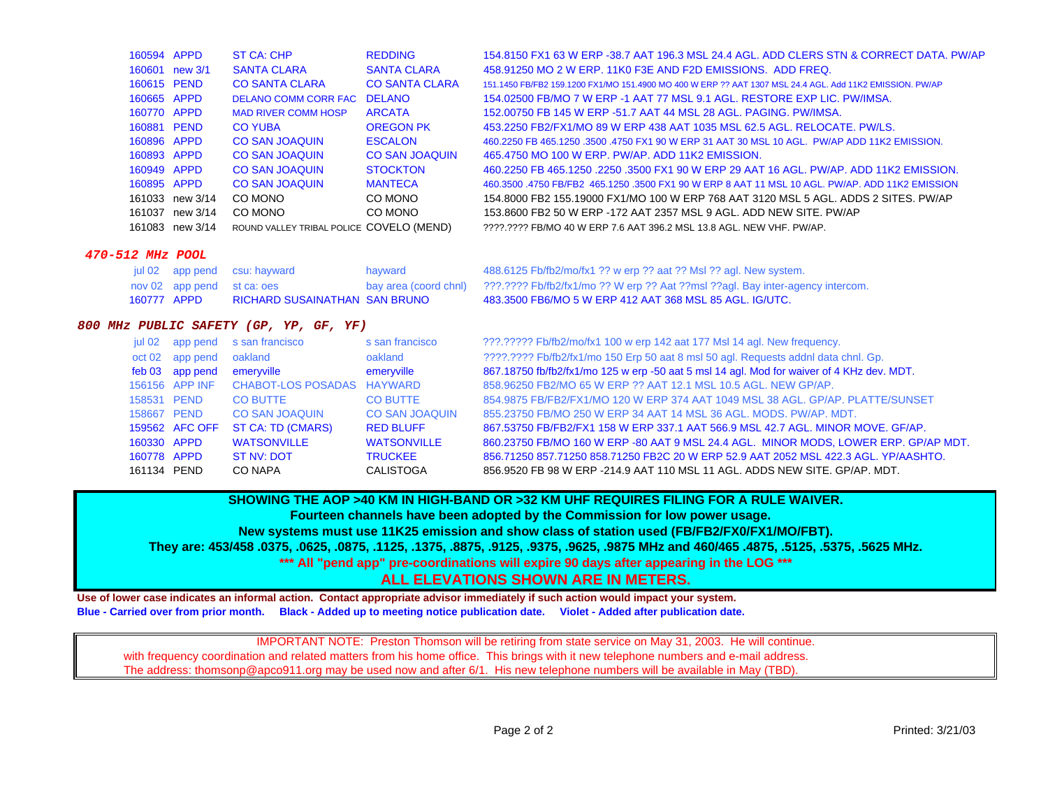| | | | | |
|---|---|---|---|---|
| 160594 | APPD | ST CA: CHP | REDDING | 154.8150 FX1 63 W ERP -38.7 AAT 196.3 MSL 24.4 AGL. ADD CLERS STN & CORRECT DATA. PW/AP |
| 160601 | new 3/1 | SANTA CLARA | SANTA CLARA | 458.91250 MO 2 W ERP. 11K0 F3E AND F2D EMISSIONS. ADD FREQ. |
| 160615 | PEND | CO SANTA CLARA | CO SANTA CLARA | 151.1450 FB/FB2 159.1200 FX1/MO 151.4900 MO 400 W ERP ?? AAT 1307 MSL 24.4 AGL. Add 11K2 EMISSION. PW/AP |
| 160665 | APPD | DELANO COMM CORR FAC | DELANO | 154.02500 FB/MO 7 W ERP -1 AAT 77 MSL 9.1 AGL. RESTORE EXP LIC. PW/IMSA. |
| 160770 | APPD | MAD RIVER COMM HOSP | ARCATA | 152.00750 FB 145 W ERP -51.7 AAT 44 MSL 28 AGL. PAGING. PW/IMSA. |
| 160881 | PEND | CO YUBA | OREGON PK | 453.2250 FB2/FX1/MO 89 W ERP 438 AAT 1035 MSL 62.5 AGL. RELOCATE. PW/LS. |
| 160896 | APPD | CO SAN JOAQUIN | ESCALON | 460.2250 FB 465.1250 .3500 .4750 FX1 90 W ERP 31 AAT 30 MSL 10 AGL. PW/AP ADD 11K2 EMISSION. |
| 160893 | APPD | CO SAN JOAQUIN | CO SAN JOAQUIN | 465.4750 MO 100 W ERP. PW/AP. ADD 11K2 EMISSION. |
| 160949 | APPD | CO SAN JOAQUIN | STOCKTON | 460.2250 FB 465.1250 .2250 .3500 FX1 90 W ERP 29 AAT 16 AGL. PW/AP. ADD 11K2 EMISSION. |
| 160895 | APPD | CO SAN JOAQUIN | MANTECA | 460.3500 .4750 FB/FB2 465.1250 .3500 FX1 90 W ERP 8 AAT 11 MSL 10 AGL. PW/AP. ADD 11K2 EMISSION |
| 161033 | new 3/14 | CO MONO | CO MONO | 154.8000 FB2 155.19000 FX1/MO 100 W ERP 768 AAT 3120 MSL 5 AGL. ADDS 2 SITES. PW/AP |
| 161037 | new 3/14 | CO MONO | CO MONO | 153.8600 FB2 50 W ERP -172 AAT 2357 MSL 9 AGL. ADD NEW SITE. PW/AP |
| 161083 | new 3/14 | ROUND VALLEY TRIBAL POLICE | COVELO (MEND) | ????.???? FB/MO 40 W ERP 7.6 AAT 396.2 MSL 13.8 AGL. NEW VHF. PW/AP. |

### *470-512 MHz POOL*

| | | | | |
|---|---|---|---|---|
| jul 02 | app pend | csu: hayward | hayward | 488.6125 Fb/fb2/mo/fx1 ?? w erp ?? aat ?? Msl ?? agl. New system. |
| nov 02 | app pend | st ca: oes | bay area (coord chnl) | ???.???? Fb/fb2/fx1/mo ?? W erp ?? Aat ??msl ??agl. Bay inter-agency intercom. |
| 160777 | APPD | RICHARD SUSAINATHAN | SAN BRUNO | 483.3500 FB6/MO 5 W ERP 412 AAT 368 MSL 85 AGL. IG/UTC. |

### *800 MHz PUBLIC SAFETY (GP, YP, GF, YF)*

| | | | | |
|---|---|---|---|---|
| jul 02 | app pend | s san francisco | s san francisco | ???.????? Fb/fb2/mo/fx1 100 w erp 142 aat 177 Msl 14 agl. New frequency. |
| oct 02 | app pend | oakland | oakland | ????.???? Fb/fb2/fx1/mo 150 Erp 50 aat 8 msl 50 agl. Requests addnl data chnl. Gp. |
| feb 03 | app pend | emeryville | emeryville | 867.18750 fb/fb2/fx1/mo 125 w erp -50 aat 5 msl 14 agl. Mod for waiver of 4 KHz dev. MDT. |
| 156156 | APP INF | CHABOT-LOS POSADAS | HAYWARD | 858.96250 FB2/MO 65 W ERP ?? AAT 12.1 MSL 10.5 AGL. NEW GP/AP. |
| 158531 | PEND | CO BUTTE | CO BUTTE | 854.9875 FB/FB2/FX1/MO 120 W ERP 374 AAT 1049 MSL 38 AGL. GP/AP. PLATTE/SUNSET |
| 158667 | PEND | CO SAN JOAQUIN | CO SAN JOAQUIN | 855.23750 FB/MO 250 W ERP 34 AAT 14 MSL 36 AGL. MODS. PW/AP. MDT. |
| 159562 | AFC OFF | ST CA: TD (CMARS) | RED BLUFF | 867.53750 FB/FB2/FX1 158 W ERP 337.1 AAT 566.9 MSL 42.7 AGL. MINOR MOVE. GF/AP. |
| 160330 | APPD | WATSONVILLE | WATSONVILLE | 860.23750 FB/MO 160 W ERP -80 AAT 9 MSL 24.4 AGL. MINOR MODS, LOWER ERP. GP/AP MDT. |
| 160778 | APPD | ST NV: DOT | TRUCKEE | 856.71250 857.71250 858.71250 FB2C 20 W ERP 52.9 AAT 2052 MSL 422.3 AGL. YP/AASHTO. |
| 161134 | PEND | CO NAPA | CALISTOGA | 856.9520 FB 98 W ERP -214.9 AAT 110 MSL 11 AGL. ADDS NEW SITE. GP/AP. MDT. |

**SHOWING THE AOP >40 KM IN HIGH-BAND OR >32 KM UHF REQUIRES FILING FOR A RULE WAIVER.**
**Fourteen channels have been adopted by the Commission for low power usage.**
**New systems must use 11K25 emission and show class of station used (FB/FB2/FX0/FX1/MO/FBT).**
**They are: 453/458 .0375, .0625, .0875, .1125, .1375, .8875, .9125, .9375, .9625, .9875 MHz and 460/465 .4875, .5125, .5375, .5625 MHz.**
**\*\*\* All "pend app" pre-coordinations will expire 90 days after appearing in the LOG \*\*\***
**ALL ELEVATIONS SHOWN ARE IN METERS.**

**Use of lower case indicates an informal action. Contact appropriate advisor immediately if such action would impact your system.**
**Blue - Carried over from prior month. Black - Added up to meeting notice publication date. Violet - Added after publication date.**

IMPORTANT NOTE: Preston Thomson will be retiring from state service on May 31, 2003. He will continue. with frequency coordination and related matters from his home office. This brings with it new telephone numbers and e-mail address. The address: thomsonp@apco911.org may be used now and after 6/1. His new telephone numbers will be available in May (TBD).

Printed: 3/21/03